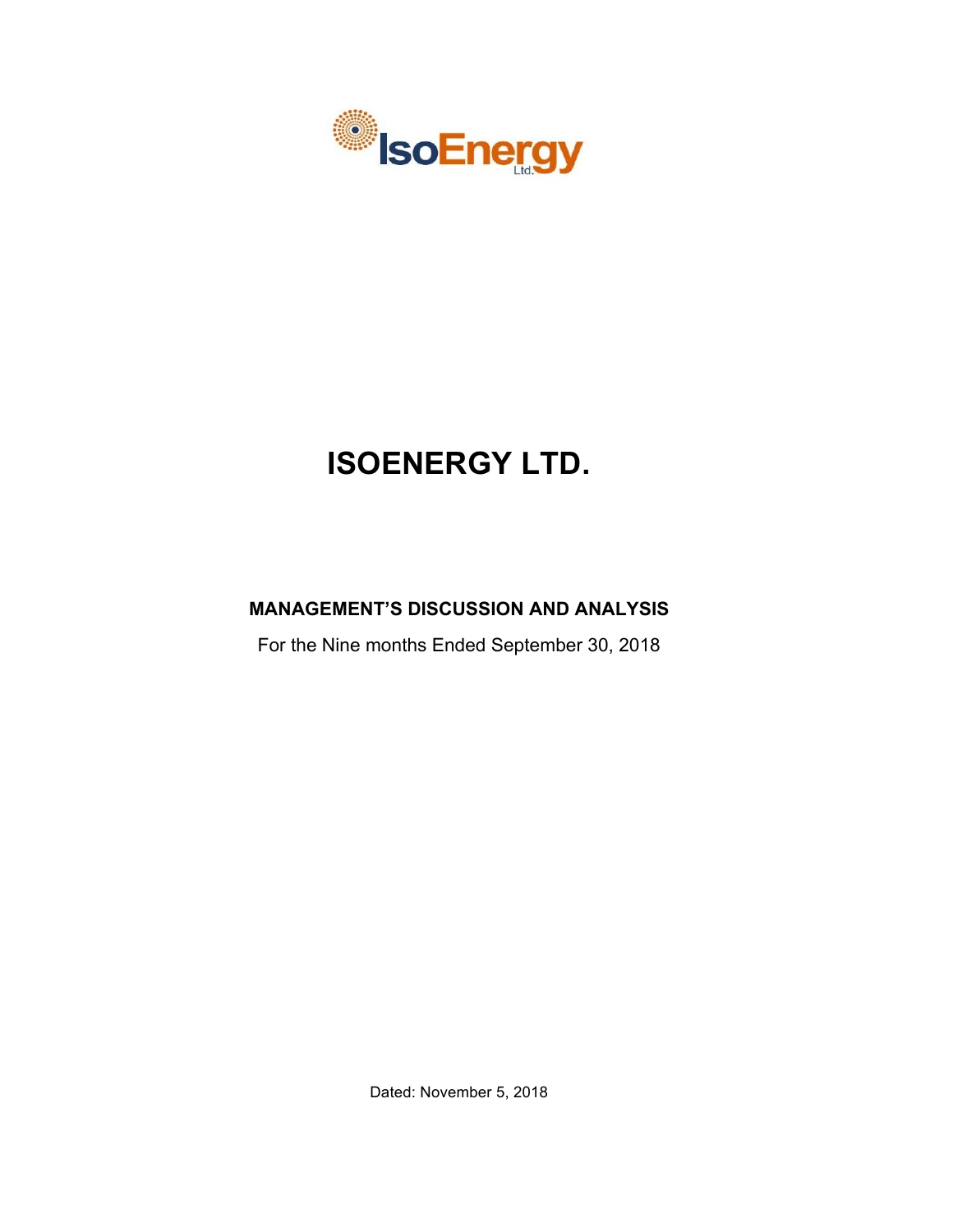# ISOENERGY LTD.

## MANAGEMENT'S DISCUSSION AND ANALYSIS

For the Nine months Ended September 30, 2018

Dated: November 5, 2018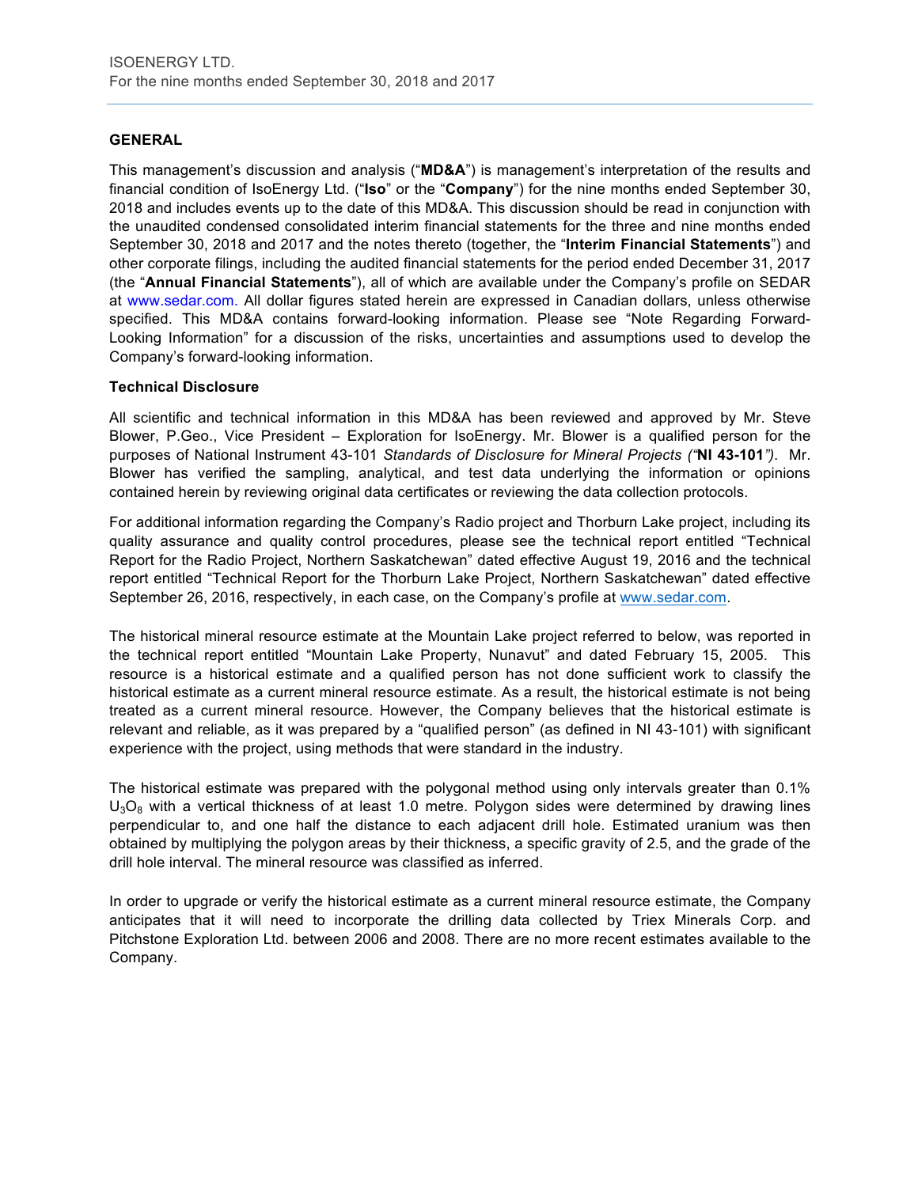## GENERAL

This management's discussion and analysis ("**MD&A**") is management's interpretation of the results and financial condition of IsoEnergy Ltd. ("**Iso**" or the "**Company**") for the nine months ended September 30, 2018 and includes events up to the date of this MD&A. This discussion should be read in conjunction with the unaudited condensed consolidated interim financial statements for the three and nine months ended September 30, 2018 and 2017 and the notes thereto (together, the "**Interim Financial Statements**") and other corporate filings, including the audited financial statements for the period ended December 31, 2017 (the "**Annual Financial Statements**"), all of which are available under the Company's profile on SEDAR at www.sedar.com. All dollar figures stated herein are expressed in Canadian dollars, unless otherwise specified. This MD&A contains forward-looking information. Please see "Note Regarding Forward-Looking Information" for a discussion of the risks, uncertainties and assumptions used to develop the Company's forward-looking information.

### Technical Disclosure

All scientific and technical information in this MD&A has been reviewed and approved by Mr. Steve Blower, P.Geo., Vice President – Exploration for IsoEnergy. Mr. Blower is a qualified person for the purposes of National Instrument 43-101 *Standards of Disclosure for Mineral Projects ("***NI 43-101***")*. Mr. Blower has verified the sampling, analytical, and test data underlying the information or opinions contained herein by reviewing original data certificates or reviewing the data collection protocols.

For additional information regarding the Company's Radio project and Thorburn Lake project, including its quality assurance and quality control procedures, please see the technical report entitled "Technical Report for the Radio Project, Northern Saskatchewan" dated effective August 19, 2016 and the technical report entitled "Technical Report for the Thorburn Lake Project, Northern Saskatchewan" dated effective September 26, 2016, respectively, in each case, on the Company's profile at www.sedar.com.

The historical mineral resource estimate at the Mountain Lake project referred to below, was reported in the technical report entitled "Mountain Lake Property, Nunavut" and dated February 15, 2005. This resource is a historical estimate and a qualified person has not done sufficient work to classify the historical estimate as a current mineral resource estimate. As a result, the historical estimate is not being treated as a current mineral resource. However, the Company believes that the historical estimate is relevant and reliable, as it was prepared by a "qualified person" (as defined in NI 43-101) with significant experience with the project, using methods that were standard in the industry.

The historical estimate was prepared with the polygonal method using only intervals greater than 0.1% $U_3O_8$ with a vertical thickness of at least 1.0 metre. Polygon sides were determined by drawing lines perpendicular to, and one half the distance to each adjacent drill hole. Estimated uranium was then obtained by multiplying the polygon areas by their thickness, a specific gravity of 2.5, and the grade of the drill hole interval. The mineral resource was classified as inferred.

In order to upgrade or verify the historical estimate as a current mineral resource estimate, the Company anticipates that it will need to incorporate the drilling data collected by Triex Minerals Corp. and Pitchstone Exploration Ltd. between 2006 and 2008. There are no more recent estimates available to the Company.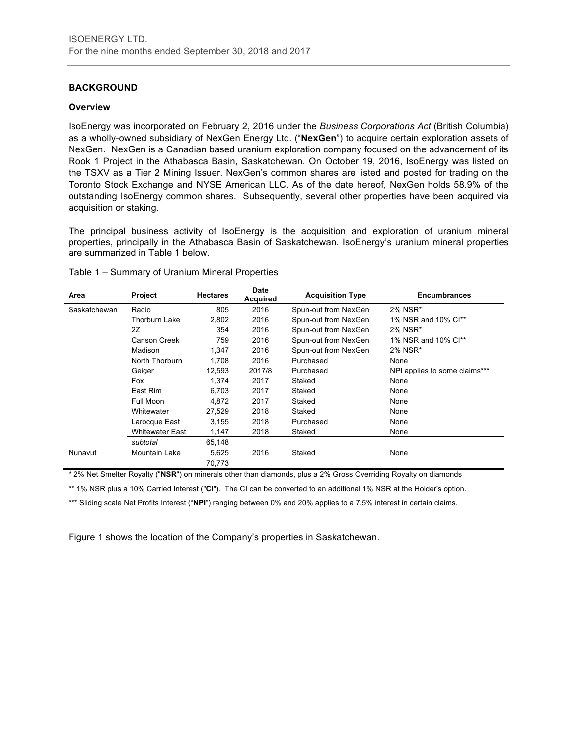## BACKGROUND

### Overview

IsoEnergy was incorporated on February 2, 2016 under the *Business Corporations Act* (British Columbia) as a wholly-owned subsidiary of NexGen Energy Ltd. ("**NexGen**") to acquire certain exploration assets of NexGen. NexGen is a Canadian based uranium exploration company focused on the advancement of its Rook 1 Project in the Athabasca Basin, Saskatchewan. On October 19, 2016, IsoEnergy was listed on the TSXV as a Tier 2 Mining Issuer. NexGen's common shares are listed and posted for trading on the Toronto Stock Exchange and NYSE American LLC. As of the date hereof, NexGen holds 58.9% of the outstanding IsoEnergy common shares. Subsequently, several other properties have been acquired via acquisition or staking.

The principal business activity of IsoEnergy is the acquisition and exploration of uranium mineral properties, principally in the Athabasca Basin of Saskatchewan. IsoEnergy's uranium mineral properties are summarized in Table 1 below.

Table 1 – Summary of Uranium Mineral Properties

| Area | Project | Hectares | Date Acquired | Acquisition Type | Encumbrances |
|---|---|---|---|---|---|
| Saskatchewan | Radio | 805 | 2016 | Spun-out from NexGen | 2% NSR* |
| | Thorburn Lake | 2,802 | 2016 | Spun-out from NexGen | 1% NSR and 10% CI** |
| | 2Z | 354 | 2016 | Spun-out from NexGen | 2% NSR* |
| | Carlson Creek | 759 | 2016 | Spun-out from NexGen | 1% NSR and 10% CI** |
| | Madison | 1,347 | 2016 | Spun-out from NexGen | 2% NSR* |
| | North Thorburn | 1,708 | 2016 | Purchased | None |
| | Geiger | 12,593 | 2017/8 | Purchased | NPI applies to some claims*** |
| | Fox | 1,374 | 2017 | Staked | None |
| | East Rim | 6,703 | 2017 | Staked | None |
| | Full Moon | 4,872 | 2017 | Staked | None |
| | Whitewater | 27,529 | 2018 | Staked | None |
| | Larocque East | 3,155 | 2018 | Purchased | None |
| | Whitewater East | 1,147 | 2018 | Staked | None |
| | *subtotal* | 65,148 | | | |
| Nunavut | Mountain Lake | 5,625 | 2016 | Staked | None |
| | | 70,773 | | | |

* 2% Net Smelter Royalty ("**NSR**") on minerals other than diamonds, plus a 2% Gross Overriding Royalty on diamonds

** 1% NSR plus a 10% Carried Interest ("**CI**"). The CI can be converted to an additional 1% NSR at the Holder's option.

*** Sliding scale Net Profits Interest ("**NPI**") ranging between 0% and 20% applies to a 7.5% interest in certain claims.

Figure 1 shows the location of the Company's properties in Saskatchewan.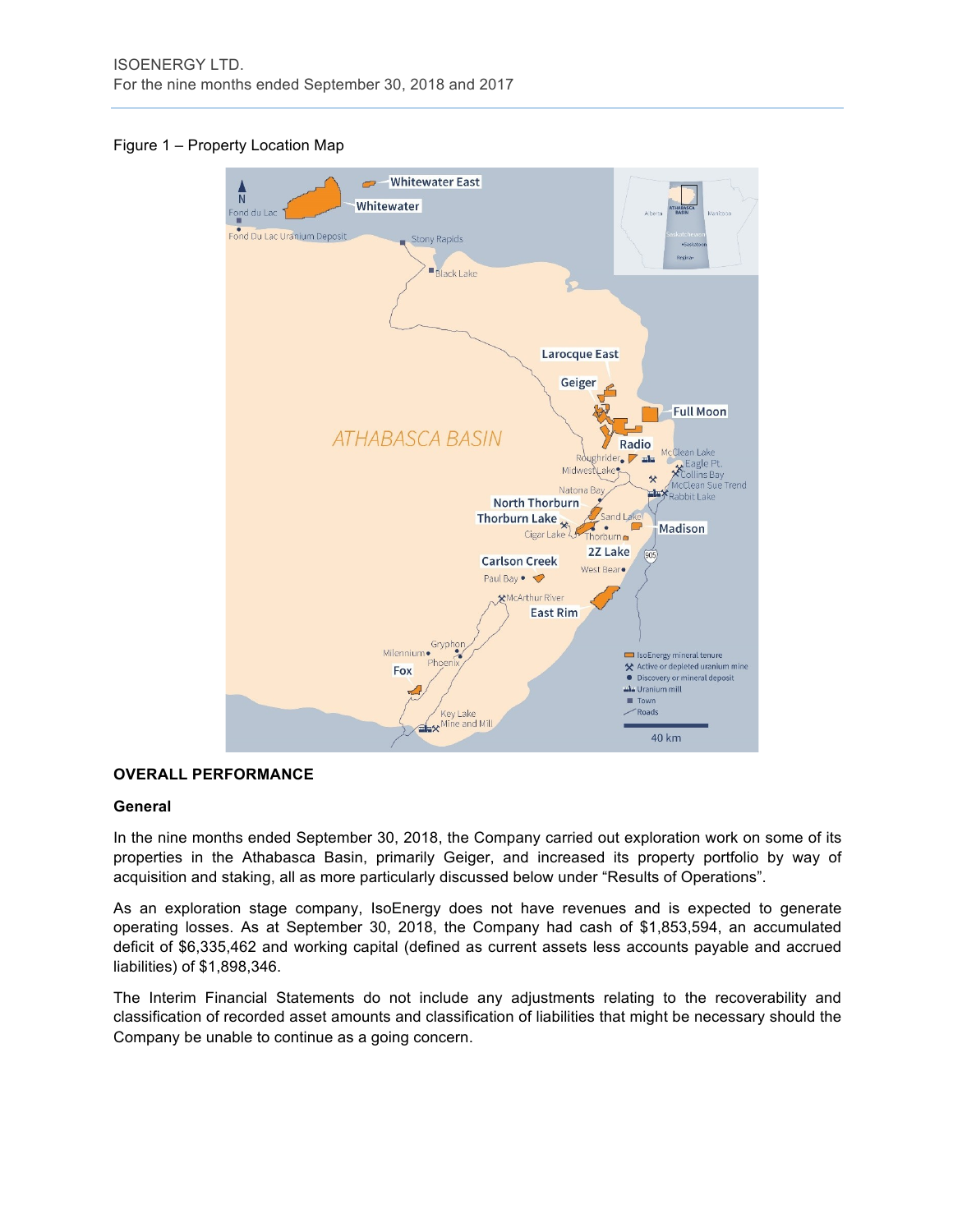Figure 1 – Property Location Map

## OVERALL PERFORMANCE

### General

In the nine months ended September 30, 2018, the Company carried out exploration work on some of its properties in the Athabasca Basin, primarily Geiger, and increased its property portfolio by way of acquisition and staking, all as more particularly discussed below under "Results of Operations".

As an exploration stage company, IsoEnergy does not have revenues and is expected to generate operating losses. As at September 30, 2018, the Company had cash of $1,853,594, an accumulated deficit of $6,335,462 and working capital (defined as current assets less accounts payable and accrued liabilities) of $1,898,346.

The Interim Financial Statements do not include any adjustments relating to the recoverability and classification of recorded asset amounts and classification of liabilities that might be necessary should the Company be unable to continue as a going concern.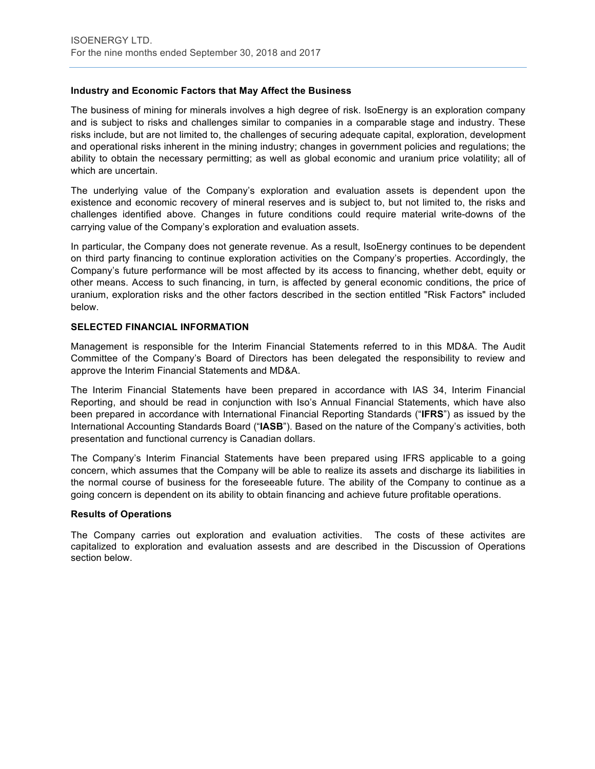### Industry and Economic Factors that May Affect the Business

The business of mining for minerals involves a high degree of risk. IsoEnergy is an exploration company and is subject to risks and challenges similar to companies in a comparable stage and industry. These risks include, but are not limited to, the challenges of securing adequate capital, exploration, development and operational risks inherent in the mining industry; changes in government policies and regulations; the ability to obtain the necessary permitting; as well as global economic and uranium price volatility; all of which are uncertain.

The underlying value of the Company's exploration and evaluation assets is dependent upon the existence and economic recovery of mineral reserves and is subject to, but not limited to, the risks and challenges identified above. Changes in future conditions could require material write-downs of the carrying value of the Company's exploration and evaluation assets.

In particular, the Company does not generate revenue. As a result, IsoEnergy continues to be dependent on third party financing to continue exploration activities on the Company's properties. Accordingly, the Company's future performance will be most affected by its access to financing, whether debt, equity or other means. Access to such financing, in turn, is affected by general economic conditions, the price of uranium, exploration risks and the other factors described in the section entitled "Risk Factors" included below.

## SELECTED FINANCIAL INFORMATION

Management is responsible for the Interim Financial Statements referred to in this MD&A. The Audit Committee of the Company's Board of Directors has been delegated the responsibility to review and approve the Interim Financial Statements and MD&A.

The Interim Financial Statements have been prepared in accordance with IAS 34, Interim Financial Reporting, and should be read in conjunction with Iso's Annual Financial Statements, which have also been prepared in accordance with International Financial Reporting Standards ("**IFRS**") as issued by the International Accounting Standards Board ("**IASB**"). Based on the nature of the Company's activities, both presentation and functional currency is Canadian dollars.

The Company's Interim Financial Statements have been prepared using IFRS applicable to a going concern, which assumes that the Company will be able to realize its assets and discharge its liabilities in the normal course of business for the foreseeable future. The ability of the Company to continue as a going concern is dependent on its ability to obtain financing and achieve future profitable operations.

### Results of Operations

The Company carries out exploration and evaluation activities. The costs of these activites are capitalized to exploration and evaluation assests and are described in the Discussion of Operations section below.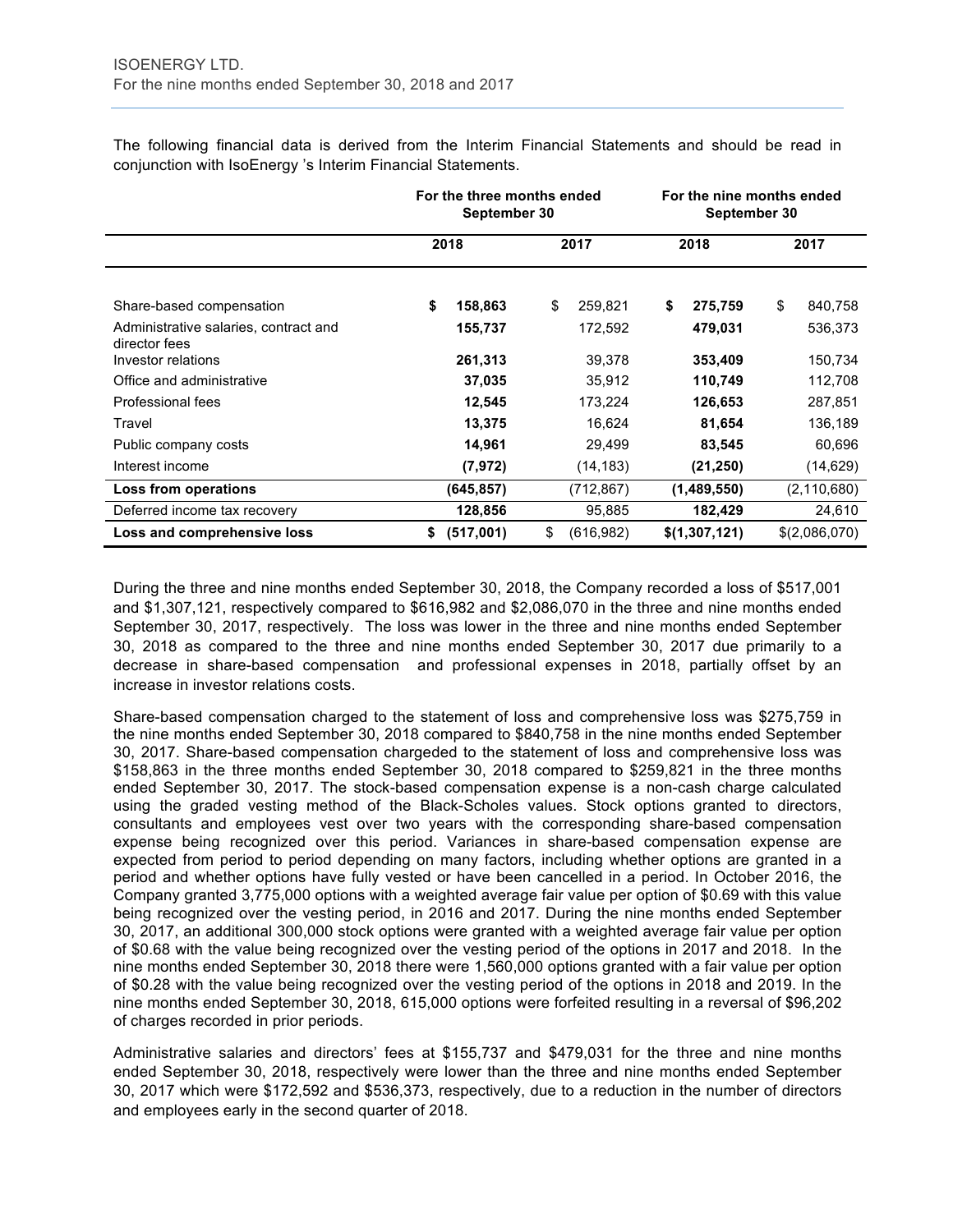The following financial data is derived from the Interim Financial Statements and should be read in conjunction with IsoEnergy 's Interim Financial Statements.

| | For the three months ended September 30 | | For the nine months ended September 30 | |
|---|---|---|---|---|
| | **2018** | **2017** | **2018** | **2017** |
| Share-based compensation | **$ 158,863** | $ 259,821 | **$ 275,759** | $ 840,758 |
| Administrative salaries, contract and director fees | **155,737** | 172,592 | **479,031** | 536,373 |
| Investor relations | **261,313** | 39,378 | **353,409** | 150,734 |
| Office and administrative | **37,035** | 35,912 | **110,749** | 112,708 |
| Professional fees | **12,545** | 173,224 | **126,653** | 287,851 |
| Travel | **13,375** | 16,624 | **81,654** | 136,189 |
| Public company costs | **14,961** | 29,499 | **83,545** | 60,696 |
| Interest income | **(7,972)** | (14,183) | **(21,250)** | (14,629) |
| **Loss from operations** | **(645,857)** | (712,867) | **(1,489,550)** | (2,110,680) |
| Deferred income tax recovery | **128,856** | 95,885 | **182,429** | 24,610 |
| **Loss and comprehensive loss** | **$ (517,001)** | $ (616,982) | **$(1,307,121)** | $(2,086,070) |

During the three and nine months ended September 30, 2018, the Company recorded a loss of $517,001 and $1,307,121, respectively compared to $616,982 and $2,086,070 in the three and nine months ended September 30, 2017, respectively. The loss was lower in the three and nine months ended September 30, 2018 as compared to the three and nine months ended September 30, 2017 due primarily to a decrease in share-based compensation and professional expenses in 2018, partially offset by an increase in investor relations costs.

Share-based compensation charged to the statement of loss and comprehensive loss was $275,759 in the nine months ended September 30, 2018 compared to $840,758 in the nine months ended September 30, 2017. Share-based compensation chargeded to the statement of loss and comprehensive loss was $158,863 in the three months ended September 30, 2018 compared to $259,821 in the three months ended September 30, 2017. The stock-based compensation expense is a non-cash charge calculated using the graded vesting method of the Black-Scholes values. Stock options granted to directors, consultants and employees vest over two years with the corresponding share-based compensation expense being recognized over this period. Variances in share-based compensation expense are expected from period to period depending on many factors, including whether options are granted in a period and whether options have fully vested or have been cancelled in a period. In October 2016, the Company granted 3,775,000 options with a weighted average fair value per option of $0.69 with this value being recognized over the vesting period, in 2016 and 2017. During the nine months ended September 30, 2017, an additional 300,000 stock options were granted with a weighted average fair value per option of $0.68 with the value being recognized over the vesting period of the options in 2017 and 2018. In the nine months ended September 30, 2018 there were 1,560,000 options granted with a fair value per option of $0.28 with the value being recognized over the vesting period of the options in 2018 and 2019. In the nine months ended September 30, 2018, 615,000 options were forfeited resulting in a reversal of $96,202 of charges recorded in prior periods.

Administrative salaries and directors' fees at $155,737 and $479,031 for the three and nine months ended September 30, 2018, respectively were lower than the three and nine months ended September 30, 2017 which were $172,592 and $536,373, respectively, due to a reduction in the number of directors and employees early in the second quarter of 2018.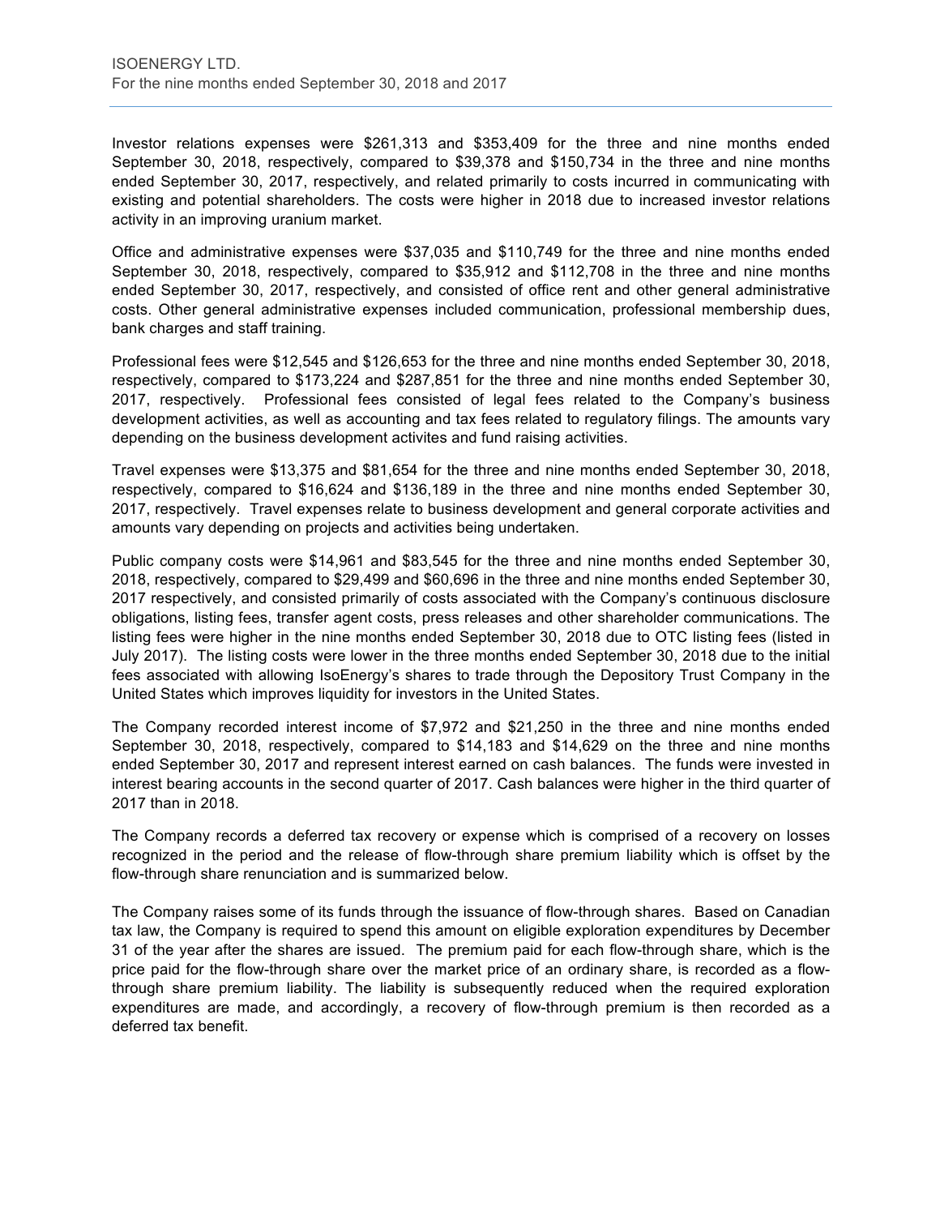Investor relations expenses were $261,313 and $353,409 for the three and nine months ended September 30, 2018, respectively, compared to $39,378 and $150,734 in the three and nine months ended September 30, 2017, respectively, and related primarily to costs incurred in communicating with existing and potential shareholders. The costs were higher in 2018 due to increased investor relations activity in an improving uranium market.

Office and administrative expenses were $37,035 and $110,749 for the three and nine months ended September 30, 2018, respectively, compared to $35,912 and $112,708 in the three and nine months ended September 30, 2017, respectively, and consisted of office rent and other general administrative costs. Other general administrative expenses included communication, professional membership dues, bank charges and staff training.

Professional fees were $12,545 and $126,653 for the three and nine months ended September 30, 2018, respectively, compared to $173,224 and $287,851 for the three and nine months ended September 30, 2017, respectively. Professional fees consisted of legal fees related to the Company's business development activities, as well as accounting and tax fees related to regulatory filings. The amounts vary depending on the business development activites and fund raising activities.

Travel expenses were $13,375 and $81,654 for the three and nine months ended September 30, 2018, respectively, compared to $16,624 and $136,189 in the three and nine months ended September 30, 2017, respectively. Travel expenses relate to business development and general corporate activities and amounts vary depending on projects and activities being undertaken.

Public company costs were $14,961 and $83,545 for the three and nine months ended September 30, 2018, respectively, compared to $29,499 and $60,696 in the three and nine months ended September 30, 2017 respectively, and consisted primarily of costs associated with the Company's continuous disclosure obligations, listing fees, transfer agent costs, press releases and other shareholder communications. The listing fees were higher in the nine months ended September 30, 2018 due to OTC listing fees (listed in July 2017). The listing costs were lower in the three months ended September 30, 2018 due to the initial fees associated with allowing IsoEnergy's shares to trade through the Depository Trust Company in the United States which improves liquidity for investors in the United States.

The Company recorded interest income of $7,972 and $21,250 in the three and nine months ended September 30, 2018, respectively, compared to $14,183 and $14,629 on the three and nine months ended September 30, 2017 and represent interest earned on cash balances. The funds were invested in interest bearing accounts in the second quarter of 2017. Cash balances were higher in the third quarter of 2017 than in 2018.

The Company records a deferred tax recovery or expense which is comprised of a recovery on losses recognized in the period and the release of flow-through share premium liability which is offset by the flow-through share renunciation and is summarized below.

The Company raises some of its funds through the issuance of flow-through shares. Based on Canadian tax law, the Company is required to spend this amount on eligible exploration expenditures by December 31 of the year after the shares are issued. The premium paid for each flow-through share, which is the price paid for the flow-through share over the market price of an ordinary share, is recorded as a flow-through share premium liability. The liability is subsequently reduced when the required exploration expenditures are made, and accordingly, a recovery of flow-through premium is then recorded as a deferred tax benefit.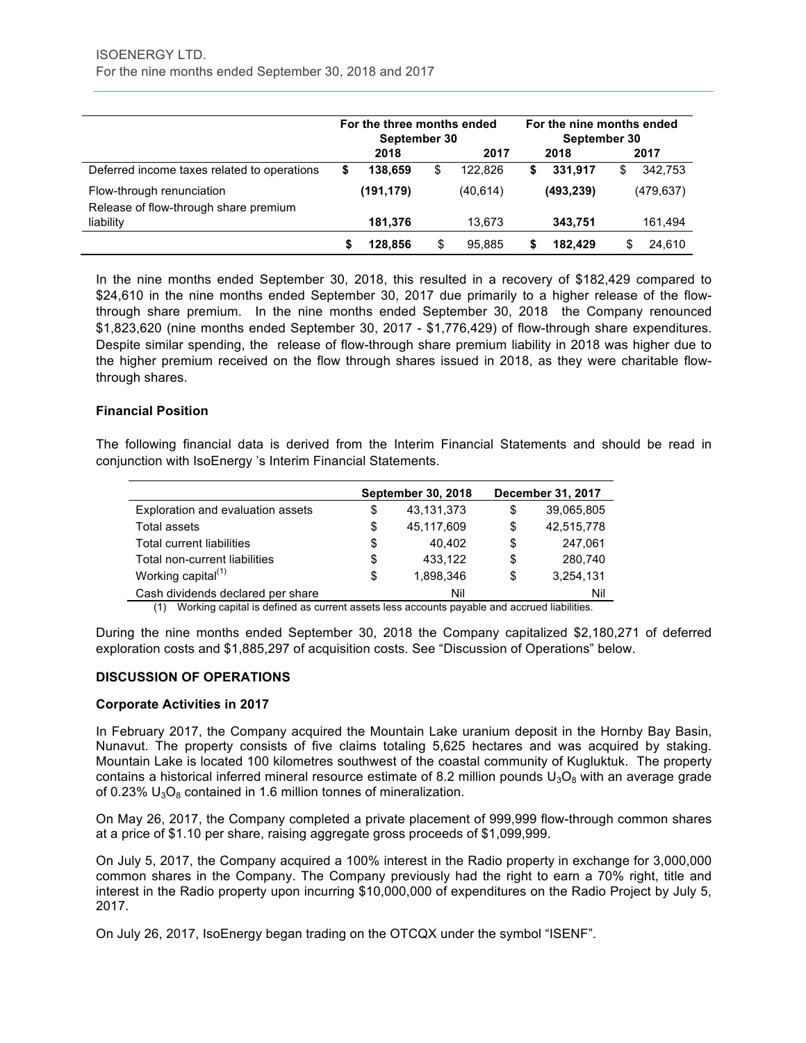| | For the three months ended September 30 | | For the nine months ended September 30 | |
|---|---|---|---|---|
| | 2018 | 2017 | 2018 | 2017 |
| Deferred income taxes related to operations | **$ 138,659** | $ 122,826 | **$ 331,917** | $ 342,753 |
| Flow-through renunciation | **(191,179)** | (40,614) | **(493,239)** | (479,637) |
| Release of flow-through share premium liability | **181,376** | 13,673 | **343,751** | 161,494 |
| | **$ 128,856** | $ 95,885 | **$ 182,429** | $ 24,610 |

In the nine months ended September 30, 2018, this resulted in a recovery of $182,429 compared to $24,610 in the nine months ended September 30, 2017 due primarily to a higher release of the flow-through share premium. In the nine months ended September 30, 2018 the Company renounced $1,823,620 (nine months ended September 30, 2017 - $1,776,429) of flow-through share expenditures. Despite similar spending, the release of flow-through share premium liability in 2018 was higher due to the higher premium received on the flow through shares issued in 2018, as they were charitable flow-through shares.

**Financial Position**

The following financial data is derived from the Interim Financial Statements and should be read in conjunction with IsoEnergy 's Interim Financial Statements.

| | September 30, 2018 | December 31, 2017 |
|---|---|---|
| Exploration and evaluation assets | $ 43,131,373 | $ 39,065,805 |
| Total assets | $ 45,117,609 | $ 42,515,778 |
| Total current liabilities | $ 40,402 | $ 247,061 |
| Total non-current liabilities | $ 433,122 | $ 280,740 |
| Working capital[(1)] | $ 1,898,346 | $ 3,254,131 |
| Cash dividends declared per share | Nil | Nil |

(1) Working capital is defined as current assets less accounts payable and accrued liabilities.

During the nine months ended September 30, 2018 the Company capitalized $2,180,271 of deferred exploration costs and $1,885,297 of acquisition costs. See "Discussion of Operations" below.

## DISCUSSION OF OPERATIONS

**Corporate Activities in 2017**

In February 2017, the Company acquired the Mountain Lake uranium deposit in the Hornby Bay Basin, Nunavut. The property consists of five claims totaling 5,625 hectares and was acquired by staking. Mountain Lake is located 100 kilometres southwest of the coastal community of Kugluktuk. The property contains a historical inferred mineral resource estimate of 8.2 million pounds $U_3O_8$ with an average grade of 0.23% $U_3O_8$ contained in 1.6 million tonnes of mineralization.

On May 26, 2017, the Company completed a private placement of 999,999 flow-through common shares at a price of $1.10 per share, raising aggregate gross proceeds of $1,099,999.

On July 5, 2017, the Company acquired a 100% interest in the Radio property in exchange for 3,000,000 common shares in the Company. The Company previously had the right to earn a 70% right, title and interest in the Radio property upon incurring $10,000,000 of expenditures on the Radio Project by July 5, 2017.

On July 26, 2017, IsoEnergy began trading on the OTCQX under the symbol "ISENF".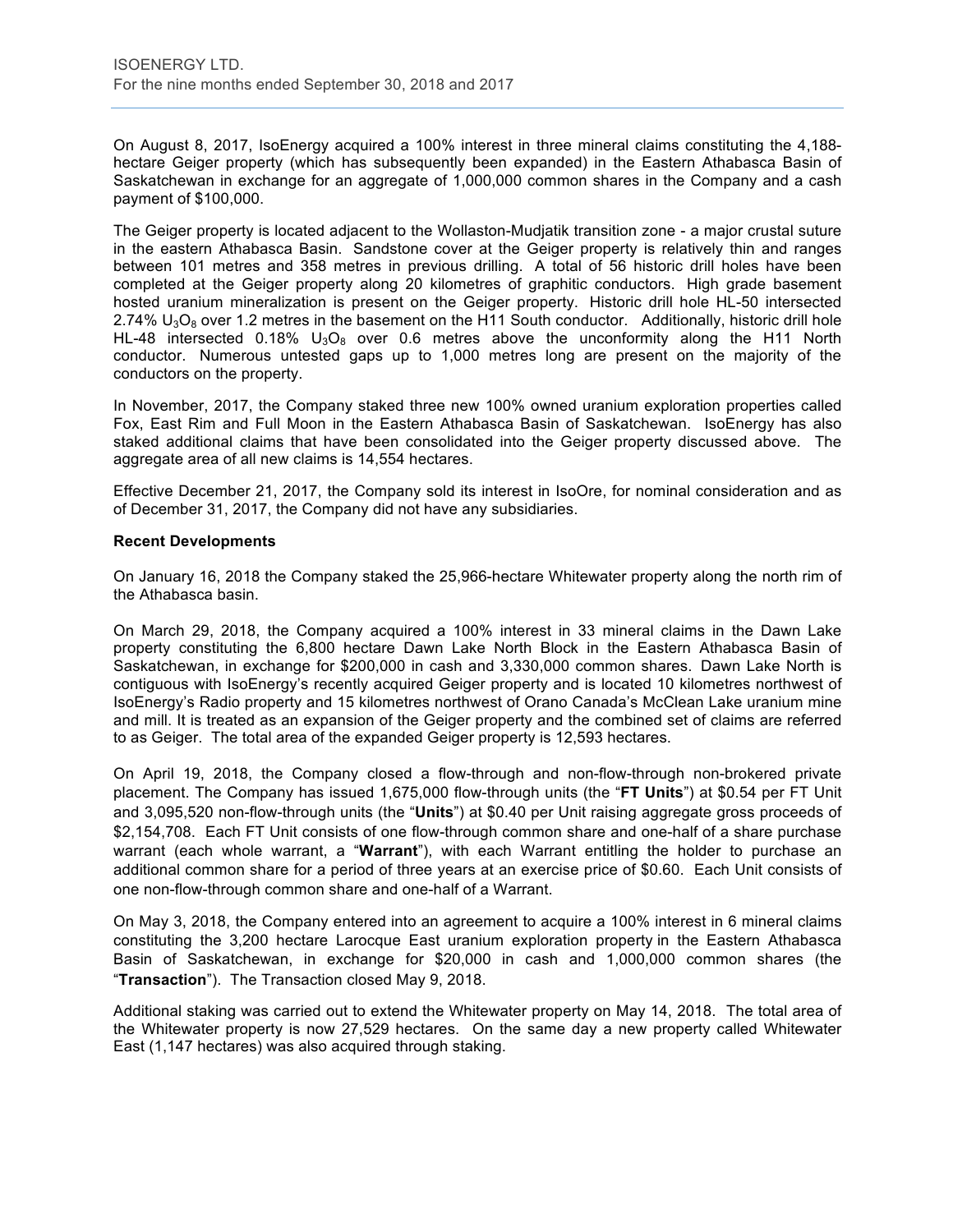On August 8, 2017, IsoEnergy acquired a 100% interest in three mineral claims constituting the 4,188-hectare Geiger property (which has subsequently been expanded) in the Eastern Athabasca Basin of Saskatchewan in exchange for an aggregate of 1,000,000 common shares in the Company and a cash payment of $100,000.

The Geiger property is located adjacent to the Wollaston-Mudjatik transition zone - a major crustal suture in the eastern Athabasca Basin. Sandstone cover at the Geiger property is relatively thin and ranges between 101 metres and 358 metres in previous drilling. A total of 56 historic drill holes have been completed at the Geiger property along 20 kilometres of graphitic conductors. High grade basement hosted uranium mineralization is present on the Geiger property. Historic drill hole HL-50 intersected 2.74% $U_3O_8$ over 1.2 metres in the basement on the H11 South conductor. Additionally, historic drill hole HL-48 intersected 0.18% $U_3O_8$ over 0.6 metres above the unconformity along the H11 North conductor. Numerous untested gaps up to 1,000 metres long are present on the majority of the conductors on the property.

In November, 2017, the Company staked three new 100% owned uranium exploration properties called Fox, East Rim and Full Moon in the Eastern Athabasca Basin of Saskatchewan. IsoEnergy has also staked additional claims that have been consolidated into the Geiger property discussed above. The aggregate area of all new claims is 14,554 hectares.

Effective December 21, 2017, the Company sold its interest in IsoOre, for nominal consideration and as of December 31, 2017, the Company did not have any subsidiaries.

**Recent Developments**

On January 16, 2018 the Company staked the 25,966-hectare Whitewater property along the north rim of the Athabasca basin.

On March 29, 2018, the Company acquired a 100% interest in 33 mineral claims in the Dawn Lake property constituting the 6,800 hectare Dawn Lake North Block in the Eastern Athabasca Basin of Saskatchewan, in exchange for $200,000 in cash and 3,330,000 common shares. Dawn Lake North is contiguous with IsoEnergy's recently acquired Geiger property and is located 10 kilometres northwest of IsoEnergy's Radio property and 15 kilometres northwest of Orano Canada's McClean Lake uranium mine and mill. It is treated as an expansion of the Geiger property and the combined set of claims are referred to as Geiger. The total area of the expanded Geiger property is 12,593 hectares.

On April 19, 2018, the Company closed a flow-through and non-flow-through non-brokered private placement. The Company has issued 1,675,000 flow-through units (the "**FT Units**") at $0.54 per FT Unit and 3,095,520 non-flow-through units (the "**Units**") at $0.40 per Unit raising aggregate gross proceeds of $2,154,708. Each FT Unit consists of one flow-through common share and one-half of a share purchase warrant (each whole warrant, a "**Warrant**"), with each Warrant entitling the holder to purchase an additional common share for a period of three years at an exercise price of $0.60. Each Unit consists of one non-flow-through common share and one-half of a Warrant.

On May 3, 2018, the Company entered into an agreement to acquire a 100% interest in 6 mineral claims constituting the 3,200 hectare Larocque East uranium exploration property in the Eastern Athabasca Basin of Saskatchewan, in exchange for $20,000 in cash and 1,000,000 common shares (the "**Transaction**"). The Transaction closed May 9, 2018.

Additional staking was carried out to extend the Whitewater property on May 14, 2018. The total area of the Whitewater property is now 27,529 hectares. On the same day a new property called Whitewater East (1,147 hectares) was also acquired through staking.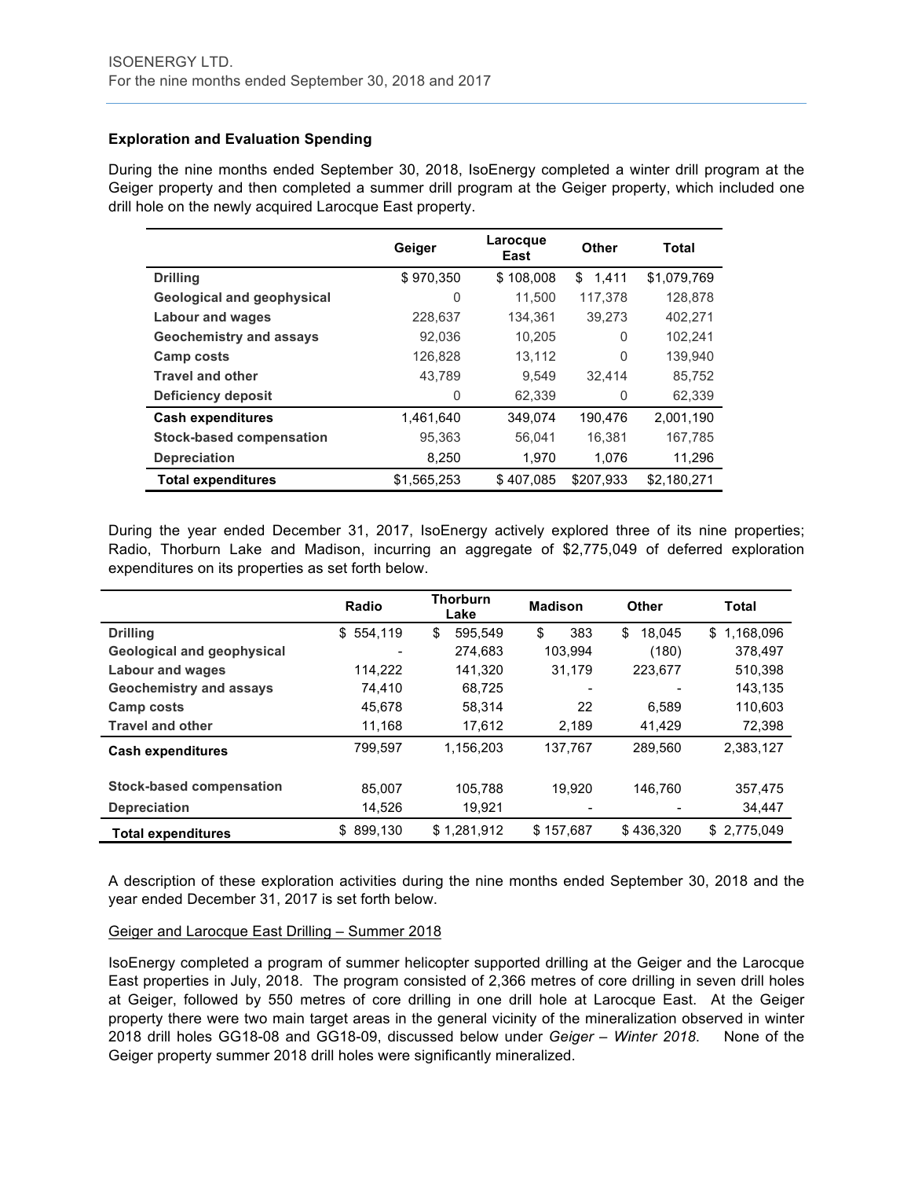### Exploration and Evaluation Spending

During the nine months ended September 30, 2018, IsoEnergy completed a winter drill program at the Geiger property and then completed a summer drill program at the Geiger property, which included one drill hole on the newly acquired Larocque East property.

| | Geiger | Larocque East | Other | Total |
|---|---|---|---|---|
| **Drilling** | $ 970,350 | $ 108,008 | $ 1,411 | $1,079,769 |
| **Geological and geophysical** | 0 | 11,500 | 117,378 | 128,878 |
| **Labour and wages** | 228,637 | 134,361 | 39,273 | 402,271 |
| **Geochemistry and assays** | 92,036 | 10,205 | 0 | 102,241 |
| **Camp costs** | 126,828 | 13,112 | 0 | 139,940 |
| **Travel and other** | 43,789 | 9,549 | 32,414 | 85,752 |
| **Deficiency deposit** | 0 | 62,339 | 0 | 62,339 |
| **Cash expenditures** | 1,461,640 | 349,074 | 190,476 | 2,001,190 |
| **Stock-based compensation** | 95,363 | 56,041 | 16,381 | 167,785 |
| **Depreciation** | 8,250 | 1,970 | 1,076 | 11,296 |
| **Total expenditures** | $1,565,253 | $ 407,085 | $207,933 | $2,180,271 |

During the year ended December 31, 2017, IsoEnergy actively explored three of its nine properties; Radio, Thorburn Lake and Madison, incurring an aggregate of $2,775,049 of deferred exploration expenditures on its properties as set forth below.

| | Radio | Thorburn Lake | Madison | Other | Total |
|---|---|---|---|---|---|
| **Drilling** | $ 554,119 | $ 595,549 | $ 383 | $ 18,045 | $ 1,168,096 |
| **Geological and geophysical** | - | 274,683 | 103,994 | (180) | 378,497 |
| **Labour and wages** | 114,222 | 141,320 | 31,179 | 223,677 | 510,398 |
| **Geochemistry and assays** | 74,410 | 68,725 | - | - | 143,135 |
| **Camp costs** | 45,678 | 58,314 | 22 | 6,589 | 110,603 |
| **Travel and other** | 11,168 | 17,612 | 2,189 | 41,429 | 72,398 |
| **Cash expenditures** | 799,597 | 1,156,203 | 137,767 | 289,560 | 2,383,127 |
| **Stock-based compensation** | 85,007 | 105,788 | 19,920 | 146,760 | 357,475 |
| **Depreciation** | 14,526 | 19,921 | - | - | 34,447 |
| **Total expenditures** | $ 899,130 | $ 1,281,912 | $ 157,687 | $ 436,320 | $ 2,775,049 |

A description of these exploration activities during the nine months ended September 30, 2018 and the year ended December 31, 2017 is set forth below.

Geiger and Larocque East Drilling – Summer 2018

IsoEnergy completed a program of summer helicopter supported drilling at the Geiger and the Larocque East properties in July, 2018. The program consisted of 2,366 metres of core drilling in seven drill holes at Geiger, followed by 550 metres of core drilling in one drill hole at Larocque East. At the Geiger property there were two main target areas in the general vicinity of the mineralization observed in winter 2018 drill holes GG18-08 and GG18-09, discussed below under *Geiger – Winter 2018*. None of the Geiger property summer 2018 drill holes were significantly mineralized.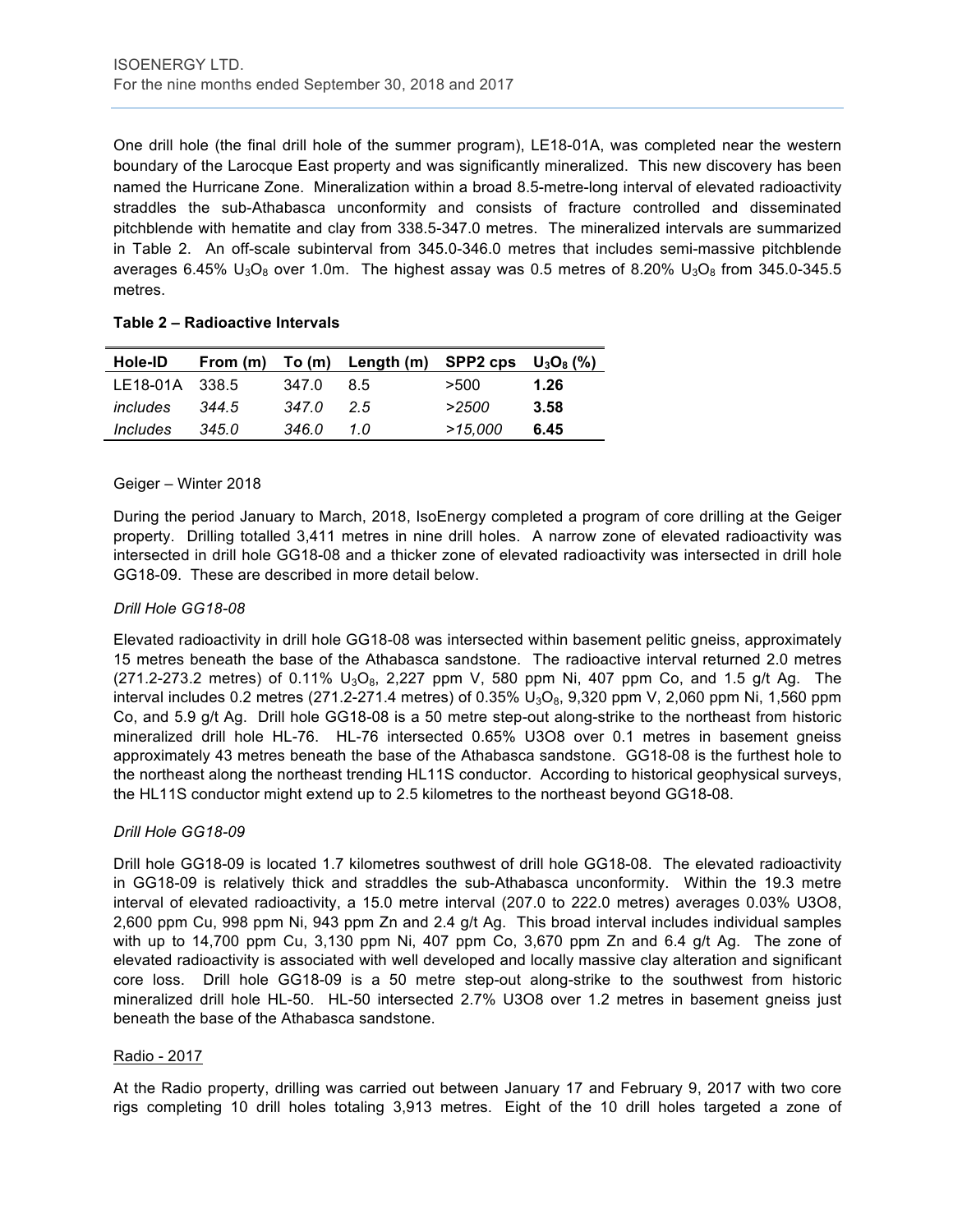One drill hole (the final drill hole of the summer program), LE18-01A, was completed near the western boundary of the Larocque East property and was significantly mineralized. This new discovery has been named the Hurricane Zone. Mineralization within a broad 8.5-metre-long interval of elevated radioactivity straddles the sub-Athabasca unconformity and consists of fracture controlled and disseminated pitchblende with hematite and clay from 338.5-347.0 metres. The mineralized intervals are summarized in Table 2. An off-scale subinterval from 345.0-346.0 metres that includes semi-massive pitchblende averages 6.45% $U_3O_8$ over 1.0m. The highest assay was 0.5 metres of 8.20% $U_3O_8$ from 345.0-345.5 metres.

**Table 2 – Radioactive Intervals**

| Hole-ID | From (m) | To (m) | Length (m) | SPP2 cps | $U_3O_8$ (%) |
|---|---|---|---|---|---|
| LE18-01A | 338.5 | 347.0 | 8.5 | >500 | **1.26** |
| *includes* | *344.5* | *347.0* | *2.5* | *>2500* | **3.58** |
| *Includes* | *345.0* | *346.0* | *1.0* | *>15,000* | **6.45** |

Geiger – Winter 2018

During the period January to March, 2018, IsoEnergy completed a program of core drilling at the Geiger property. Drilling totalled 3,411 metres in nine drill holes. A narrow zone of elevated radioactivity was intersected in drill hole GG18-08 and a thicker zone of elevated radioactivity was intersected in drill hole GG18-09. These are described in more detail below.

*Drill Hole GG18-08*

Elevated radioactivity in drill hole GG18-08 was intersected within basement pelitic gneiss, approximately 15 metres beneath the base of the Athabasca sandstone. The radioactive interval returned 2.0 metres (271.2-273.2 metres) of 0.11% $U_3O_8$, 2,227 ppm V, 580 ppm Ni, 407 ppm Co, and 1.5 g/t Ag. The interval includes 0.2 metres (271.2-271.4 metres) of 0.35% $U_3O_8$, 9,320 ppm V, 2,060 ppm Ni, 1,560 ppm Co, and 5.9 g/t Ag. Drill hole GG18-08 is a 50 metre step-out along-strike to the northeast from historic mineralized drill hole HL-76. HL-76 intersected 0.65% U3O8 over 0.1 metres in basement gneiss approximately 43 metres beneath the base of the Athabasca sandstone. GG18-08 is the furthest hole to the northeast along the northeast trending HL11S conductor. According to historical geophysical surveys, the HL11S conductor might extend up to 2.5 kilometres to the northeast beyond GG18-08.

*Drill Hole GG18-09*

Drill hole GG18-09 is located 1.7 kilometres southwest of drill hole GG18-08. The elevated radioactivity in GG18-09 is relatively thick and straddles the sub-Athabasca unconformity. Within the 19.3 metre interval of elevated radioactivity, a 15.0 metre interval (207.0 to 222.0 metres) averages 0.03% U3O8, 2,600 ppm Cu, 998 ppm Ni, 943 ppm Zn and 2.4 g/t Ag. This broad interval includes individual samples with up to 14,700 ppm Cu, 3,130 ppm Ni, 407 ppm Co, 3,670 ppm Zn and 6.4 g/t Ag. The zone of elevated radioactivity is associated with well developed and locally massive clay alteration and significant core loss. Drill hole GG18-09 is a 50 metre step-out along-strike to the southwest from historic mineralized drill hole HL-50. HL-50 intersected 2.7% U3O8 over 1.2 metres in basement gneiss just beneath the base of the Athabasca sandstone.

Radio - 2017

At the Radio property, drilling was carried out between January 17 and February 9, 2017 with two core rigs completing 10 drill holes totaling 3,913 metres. Eight of the 10 drill holes targeted a zone of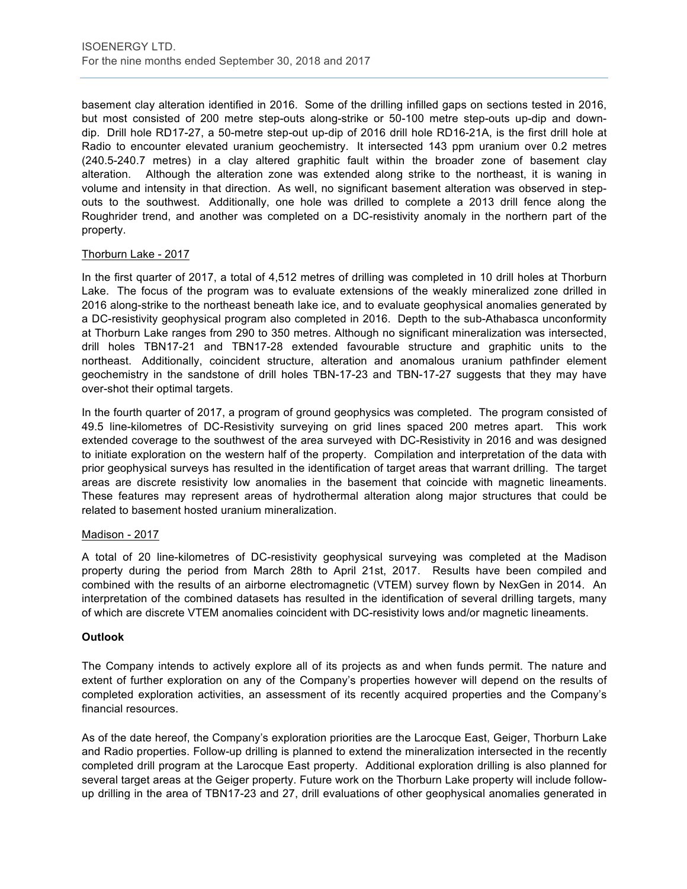basement clay alteration identified in 2016. Some of the drilling infilled gaps on sections tested in 2016, but most consisted of 200 metre step-outs along-strike or 50-100 metre step-outs up-dip and down-dip. Drill hole RD17-27, a 50-metre step-out up-dip of 2016 drill hole RD16-21A, is the first drill hole at Radio to encounter elevated uranium geochemistry. It intersected 143 ppm uranium over 0.2 metres (240.5-240.7 metres) in a clay altered graphitic fault within the broader zone of basement clay alteration. Although the alteration zone was extended along strike to the northeast, it is waning in volume and intensity in that direction. As well, no significant basement alteration was observed in step-outs to the southwest. Additionally, one hole was drilled to complete a 2013 drill fence along the Roughrider trend, and another was completed on a DC-resistivity anomaly in the northern part of the property.

Thorburn Lake - 2017

In the first quarter of 2017, a total of 4,512 metres of drilling was completed in 10 drill holes at Thorburn Lake. The focus of the program was to evaluate extensions of the weakly mineralized zone drilled in 2016 along-strike to the northeast beneath lake ice, and to evaluate geophysical anomalies generated by a DC-resistivity geophysical program also completed in 2016. Depth to the sub-Athabasca unconformity at Thorburn Lake ranges from 290 to 350 metres. Although no significant mineralization was intersected, drill holes TBN17-21 and TBN17-28 extended favourable structure and graphitic units to the northeast. Additionally, coincident structure, alteration and anomalous uranium pathfinder element geochemistry in the sandstone of drill holes TBN-17-23 and TBN-17-27 suggests that they may have over-shot their optimal targets.

In the fourth quarter of 2017, a program of ground geophysics was completed. The program consisted of 49.5 line-kilometres of DC-Resistivity surveying on grid lines spaced 200 metres apart. This work extended coverage to the southwest of the area surveyed with DC-Resistivity in 2016 and was designed to initiate exploration on the western half of the property. Compilation and interpretation of the data with prior geophysical surveys has resulted in the identification of target areas that warrant drilling. The target areas are discrete resistivity low anomalies in the basement that coincide with magnetic lineaments. These features may represent areas of hydrothermal alteration along major structures that could be related to basement hosted uranium mineralization.

Madison - 2017

A total of 20 line-kilometres of DC-resistivity geophysical surveying was completed at the Madison property during the period from March 28th to April 21st, 2017. Results have been compiled and combined with the results of an airborne electromagnetic (VTEM) survey flown by NexGen in 2014. An interpretation of the combined datasets has resulted in the identification of several drilling targets, many of which are discrete VTEM anomalies coincident with DC-resistivity lows and/or magnetic lineaments.

**Outlook**

The Company intends to actively explore all of its projects as and when funds permit. The nature and extent of further exploration on any of the Company's properties however will depend on the results of completed exploration activities, an assessment of its recently acquired properties and the Company's financial resources.

As of the date hereof, the Company's exploration priorities are the Larocque East, Geiger, Thorburn Lake and Radio properties. Follow-up drilling is planned to extend the mineralization intersected in the recently completed drill program at the Larocque East property. Additional exploration drilling is also planned for several target areas at the Geiger property. Future work on the Thorburn Lake property will include follow-up drilling in the area of TBN17-23 and 27, drill evaluations of other geophysical anomalies generated in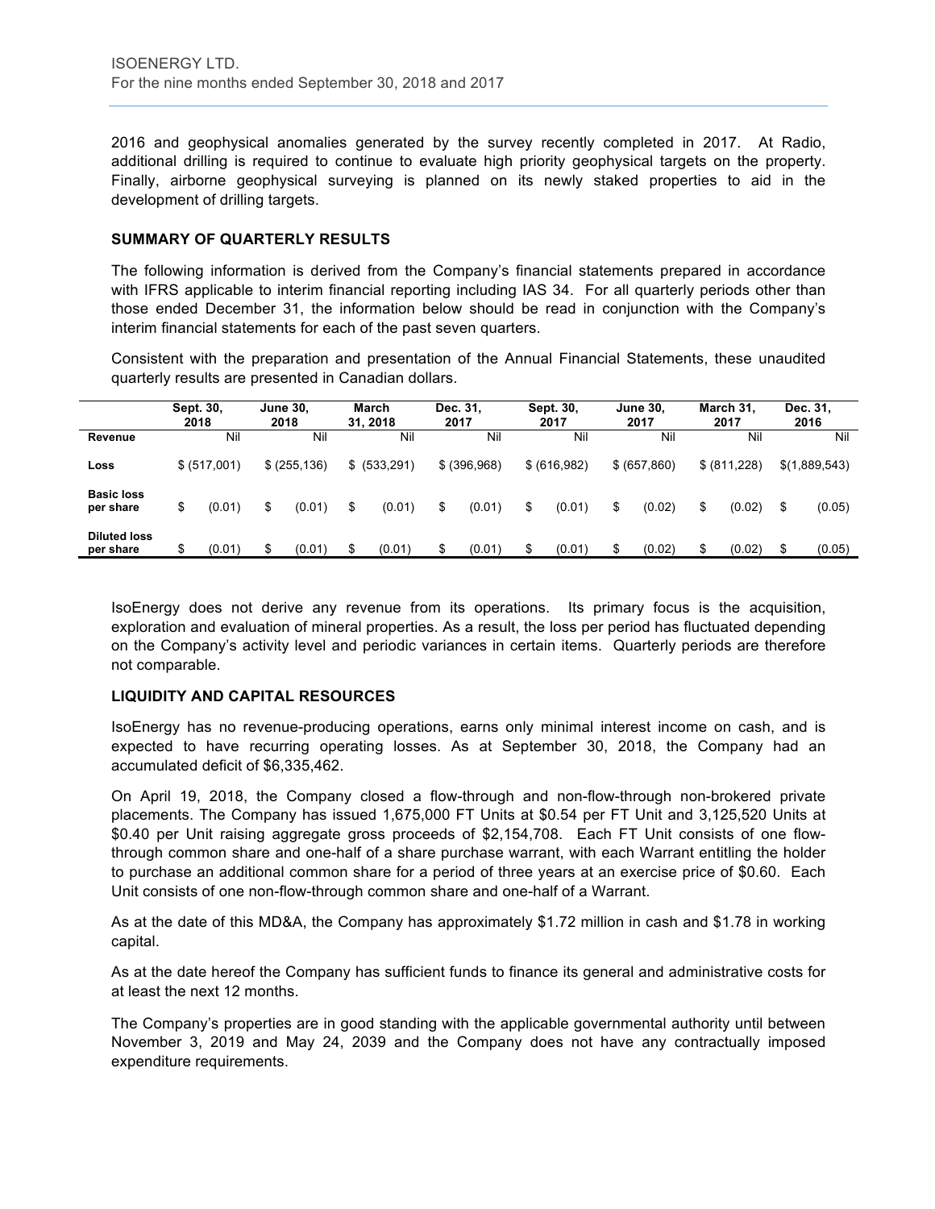2016 and geophysical anomalies generated by the survey recently completed in 2017. At Radio, additional drilling is required to continue to evaluate high priority geophysical targets on the property. Finally, airborne geophysical surveying is planned on its newly staked properties to aid in the development of drilling targets.

### SUMMARY OF QUARTERLY RESULTS

The following information is derived from the Company's financial statements prepared in accordance with IFRS applicable to interim financial reporting including IAS 34. For all quarterly periods other than those ended December 31, the information below should be read in conjunction with the Company's interim financial statements for each of the past seven quarters.

Consistent with the preparation and presentation of the Annual Financial Statements, these unaudited quarterly results are presented in Canadian dollars.

| | Sept. 30, 2018 | June 30, 2018 | March 31, 2018 | Dec. 31, 2017 | Sept. 30, 2017 | June 30, 2017 | March 31, 2017 | Dec. 31, 2016 |
|---|---|---|---|---|---|---|---|---|
| **Revenue** | Nil | Nil | Nil | Nil | Nil | Nil | Nil | Nil |
| **Loss** | $ (517,001) | $ (255,136) | $ (533,291) | $ (396,968) | $ (616,982) | $ (657,860) | $ (811,228) | $(1,889,543) |
| **Basic loss per share** | $ (0.01) | $ (0.01) | $ (0.01) | $ (0.01) | $ (0.01) | $ (0.02) | $ (0.02) | $ (0.05) |
| **Diluted loss per share** | $ (0.01) | $ (0.01) | $ (0.01) | $ (0.01) | $ (0.01) | $ (0.02) | $ (0.02) | $ (0.05) |

IsoEnergy does not derive any revenue from its operations. Its primary focus is the acquisition, exploration and evaluation of mineral properties. As a result, the loss per period has fluctuated depending on the Company's activity level and periodic variances in certain items. Quarterly periods are therefore not comparable.

### LIQUIDITY AND CAPITAL RESOURCES

IsoEnergy has no revenue-producing operations, earns only minimal interest income on cash, and is expected to have recurring operating losses. As at September 30, 2018, the Company had an accumulated deficit of $6,335,462.

On April 19, 2018, the Company closed a flow-through and non-flow-through non-brokered private placements. The Company has issued 1,675,000 FT Units at $0.54 per FT Unit and 3,125,520 Units at $0.40 per Unit raising aggregate gross proceeds of $2,154,708. Each FT Unit consists of one flow-through common share and one-half of a share purchase warrant, with each Warrant entitling the holder to purchase an additional common share for a period of three years at an exercise price of $0.60. Each Unit consists of one non-flow-through common share and one-half of a Warrant.

As at the date of this MD&A, the Company has approximately $1.72 million in cash and $1.78 in working capital.

As at the date hereof the Company has sufficient funds to finance its general and administrative costs for at least the next 12 months.

The Company's properties are in good standing with the applicable governmental authority until between November 3, 2019 and May 24, 2039 and the Company does not have any contractually imposed expenditure requirements.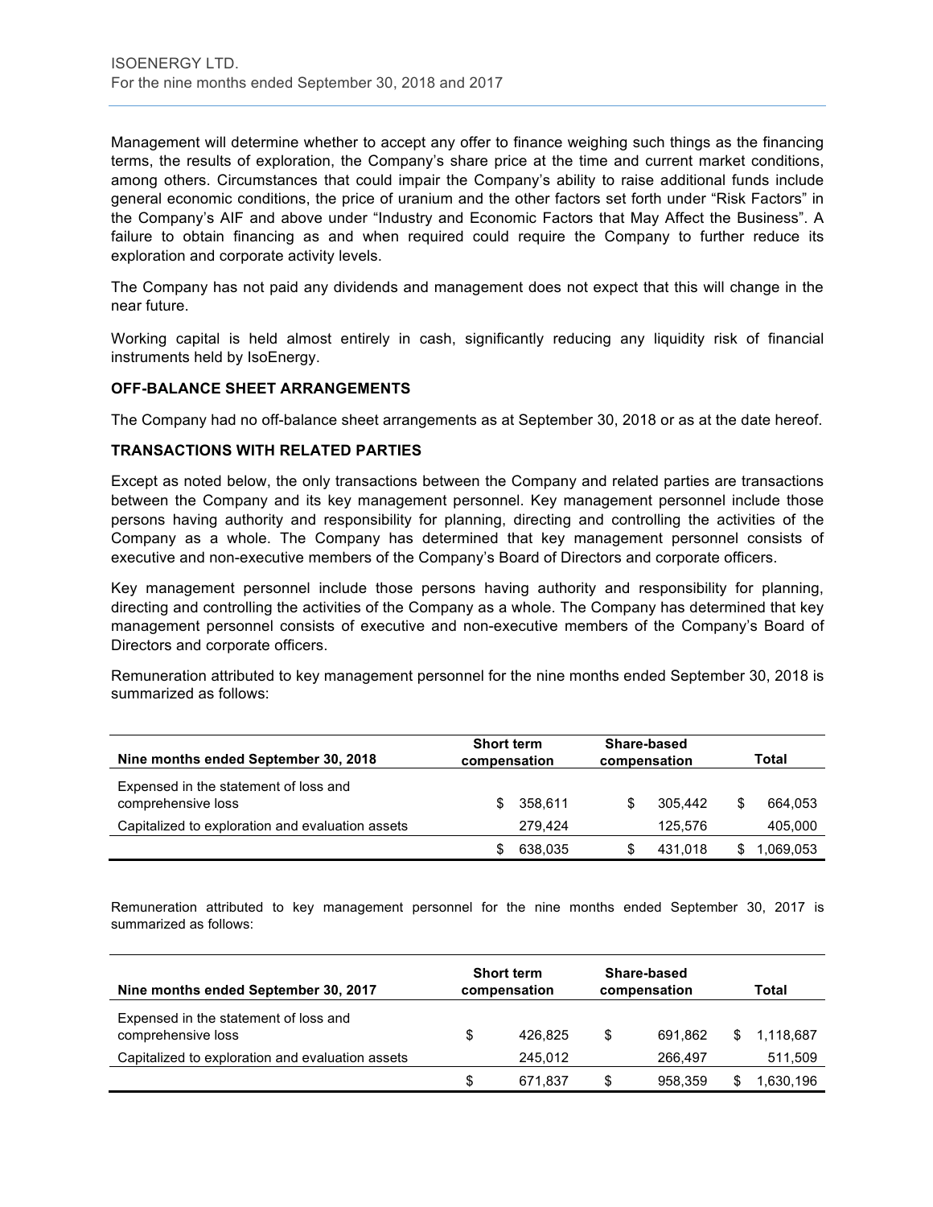Management will determine whether to accept any offer to finance weighing such things as the financing terms, the results of exploration, the Company's share price at the time and current market conditions, among others. Circumstances that could impair the Company's ability to raise additional funds include general economic conditions, the price of uranium and the other factors set forth under "Risk Factors" in the Company's AIF and above under "Industry and Economic Factors that May Affect the Business". A failure to obtain financing as and when required could require the Company to further reduce its exploration and corporate activity levels.

The Company has not paid any dividends and management does not expect that this will change in the near future.

Working capital is held almost entirely in cash, significantly reducing any liquidity risk of financial instruments held by IsoEnergy.

**OFF-BALANCE SHEET ARRANGEMENTS**

The Company had no off-balance sheet arrangements as at September 30, 2018 or as at the date hereof.

**TRANSACTIONS WITH RELATED PARTIES**

Except as noted below, the only transactions between the Company and related parties are transactions between the Company and its key management personnel. Key management personnel include those persons having authority and responsibility for planning, directing and controlling the activities of the Company as a whole. The Company has determined that key management personnel consists of executive and non-executive members of the Company's Board of Directors and corporate officers.

Key management personnel include those persons having authority and responsibility for planning, directing and controlling the activities of the Company as a whole. The Company has determined that key management personnel consists of executive and non-executive members of the Company's Board of Directors and corporate officers.

Remuneration attributed to key management personnel for the nine months ended September 30, 2018 is summarized as follows:

| Nine months ended September 30, 2018 | Short term compensation | Share-based compensation | Total |
|---|---|---|---|
| Expensed in the statement of loss and comprehensive loss | $ 358,611 | $ 305,442 | $ 664,053 |
| Capitalized to exploration and evaluation assets | 279,424 | 125,576 | 405,000 |
| | $ 638,035 | $ 431,018 | $ 1,069,053 |

Remuneration attributed to key management personnel for the nine months ended September 30, 2017 is summarized as follows:

| Nine months ended September 30, 2017 | Short term compensation | Share-based compensation | Total |
|---|---|---|---|
| Expensed in the statement of loss and comprehensive loss | $ 426,825 | $ 691,862 | $ 1,118,687 |
| Capitalized to exploration and evaluation assets | 245,012 | 266,497 | 511,509 |
| | $ 671,837 | $ 958,359 | $ 1,630,196 |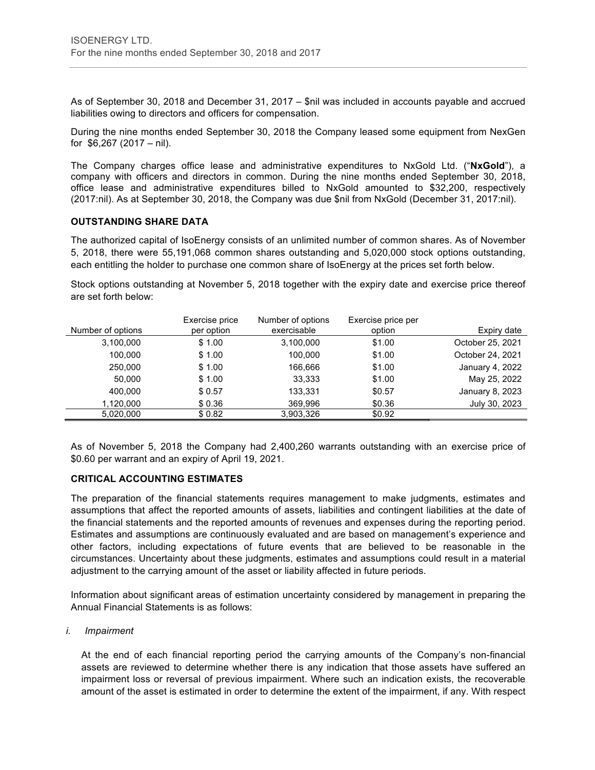As of September 30, 2018 and December 31, 2017 – $nil was included in accounts payable and accrued liabilities owing to directors and officers for compensation.

During the nine months ended September 30, 2018 the Company leased some equipment from NexGen for $6,267 (2017 – nil).

The Company charges office lease and administrative expenditures to NxGold Ltd. ("**NxGold**"), a company with officers and directors in common. During the nine months ended September 30, 2018, office lease and administrative expenditures billed to NxGold amounted to $32,200, respectively (2017:nil). As at September 30, 2018, the Company was due $nil from NxGold (December 31, 2017:nil).

### OUTSTANDING SHARE DATA

The authorized capital of IsoEnergy consists of an unlimited number of common shares. As of November 5, 2018, there were 55,191,068 common shares outstanding and 5,020,000 stock options outstanding, each entitling the holder to purchase one common share of IsoEnergy at the prices set forth below.

Stock options outstanding at November 5, 2018 together with the expiry date and exercise price thereof are set forth below:

| Number of options | Exercise price per option | Number of options exercisable | Exercise price per option | Expiry date |
|---|---|---|---|---|
| 3,100,000 | $ 1.00 | 3,100,000 | $1.00 | October 25, 2021 |
| 100,000 | $ 1.00 | 100,000 | $1.00 | October 24, 2021 |
| 250,000 | $ 1.00 | 166,666 | $1.00 | January 4, 2022 |
| 50,000 | $ 1.00 | 33,333 | $1.00 | May 25, 2022 |
| 400,000 | $ 0.57 | 133,331 | $0.57 | January 8, 2023 |
| 1,120,000 | $ 0.36 | 369,996 | $0.36 | July 30, 2023 |
| 5,020,000 | $ 0.82 | 3,903,326 | $0.92 | |

As of November 5, 2018 the Company had 2,400,260 warrants outstanding with an exercise price of $0.60 per warrant and an expiry of April 19, 2021.

### CRITICAL ACCOUNTING ESTIMATES

The preparation of the financial statements requires management to make judgments, estimates and assumptions that affect the reported amounts of assets, liabilities and contingent liabilities at the date of the financial statements and the reported amounts of revenues and expenses during the reporting period. Estimates and assumptions are continuously evaluated and are based on management's experience and other factors, including expectations of future events that are believed to be reasonable in the circumstances. Uncertainty about these judgments, estimates and assumptions could result in a material adjustment to the carrying amount of the asset or liability affected in future periods.

Information about significant areas of estimation uncertainty considered by management in preparing the Annual Financial Statements is as follows:

*i. Impairment*

At the end of each financial reporting period the carrying amounts of the Company's non-financial assets are reviewed to determine whether there is any indication that those assets have suffered an impairment loss or reversal of previous impairment. Where such an indication exists, the recoverable amount of the asset is estimated in order to determine the extent of the impairment, if any. With respect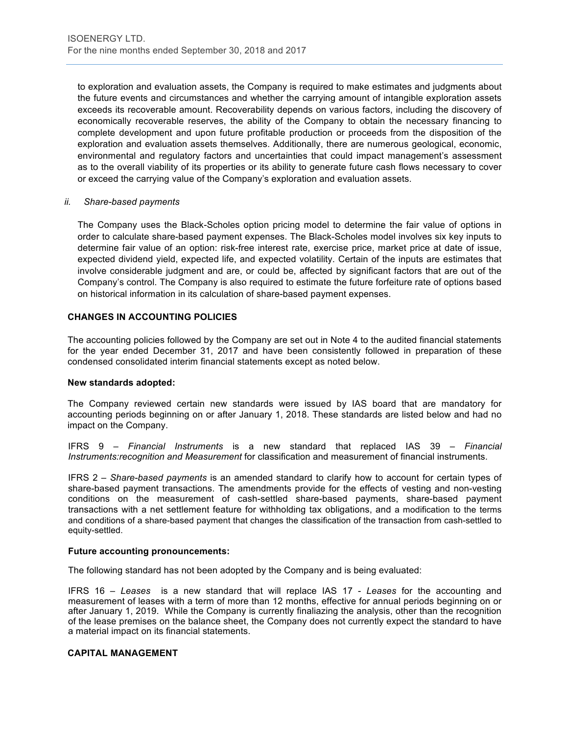to exploration and evaluation assets, the Company is required to make estimates and judgments about the future events and circumstances and whether the carrying amount of intangible exploration assets exceeds its recoverable amount. Recoverability depends on various factors, including the discovery of economically recoverable reserves, the ability of the Company to obtain the necessary financing to complete development and upon future profitable production or proceeds from the disposition of the exploration and evaluation assets themselves. Additionally, there are numerous geological, economic, environmental and regulatory factors and uncertainties that could impact management's assessment as to the overall viability of its properties or its ability to generate future cash flows necessary to cover or exceed the carrying value of the Company's exploration and evaluation assets.

*ii. Share-based payments*

The Company uses the Black-Scholes option pricing model to determine the fair value of options in order to calculate share-based payment expenses. The Black-Scholes model involves six key inputs to determine fair value of an option: risk-free interest rate, exercise price, market price at date of issue, expected dividend yield, expected life, and expected volatility. Certain of the inputs are estimates that involve considerable judgment and are, or could be, affected by significant factors that are out of the Company's control. The Company is also required to estimate the future forfeiture rate of options based on historical information in its calculation of share-based payment expenses.

## CHANGES IN ACCOUNTING POLICIES

The accounting policies followed by the Company are set out in Note 4 to the audited financial statements for the year ended December 31, 2017 and have been consistently followed in preparation of these condensed consolidated interim financial statements except as noted below.

**New standards adopted:**

The Company reviewed certain new standards were issued by IAS board that are mandatory for accounting periods beginning on or after January 1, 2018. These standards are listed below and had no impact on the Company.

IFRS 9 – *Financial Instruments* is a new standard that replaced IAS 39 – *Financial Instruments:recognition and Measurement* for classification and measurement of financial instruments.

IFRS 2 – *Share-based payments* is an amended standard to clarify how to account for certain types of share-based payment transactions. The amendments provide for the effects of vesting and non-vesting conditions on the measurement of cash-settled share-based payments, share-based payment transactions with a net settlement feature for withholding tax obligations, and a modification to the terms and conditions of a share-based payment that changes the classification of the transaction from cash-settled to equity-settled.

**Future accounting pronouncements:**

The following standard has not been adopted by the Company and is being evaluated:

IFRS 16 – *Leases* is a new standard that will replace IAS 17 - *Leases* for the accounting and measurement of leases with a term of more than 12 months, effective for annual periods beginning on or after January 1, 2019. While the Company is currently finaliazing the analysis, other than the recognition of the lease premises on the balance sheet, the Company does not currently expect the standard to have a material impact on its financial statements.

## CAPITAL MANAGEMENT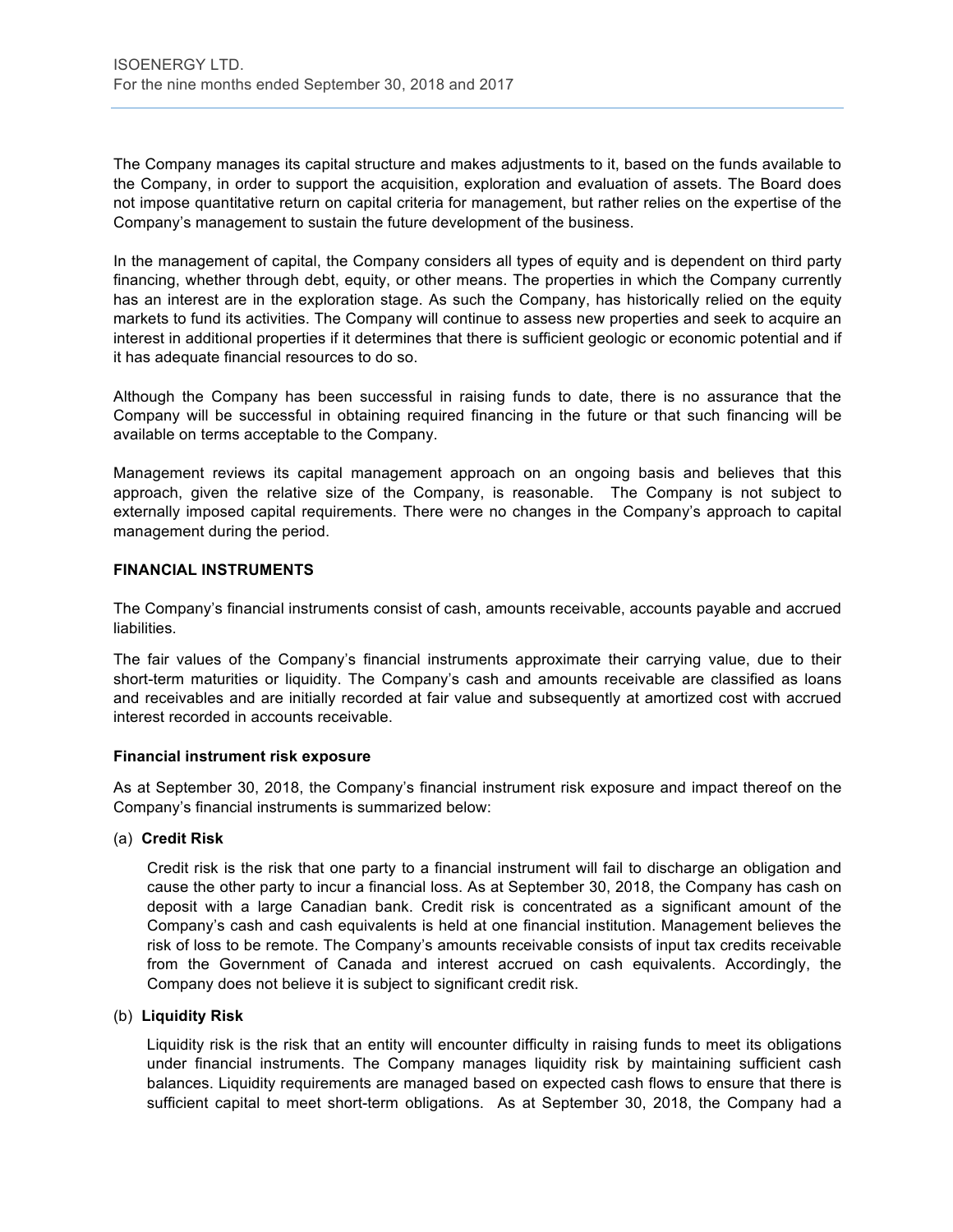The Company manages its capital structure and makes adjustments to it, based on the funds available to the Company, in order to support the acquisition, exploration and evaluation of assets. The Board does not impose quantitative return on capital criteria for management, but rather relies on the expertise of the Company's management to sustain the future development of the business.

In the management of capital, the Company considers all types of equity and is dependent on third party financing, whether through debt, equity, or other means. The properties in which the Company currently has an interest are in the exploration stage. As such the Company, has historically relied on the equity markets to fund its activities. The Company will continue to assess new properties and seek to acquire an interest in additional properties if it determines that there is sufficient geologic or economic potential and if it has adequate financial resources to do so.

Although the Company has been successful in raising funds to date, there is no assurance that the Company will be successful in obtaining required financing in the future or that such financing will be available on terms acceptable to the Company.

Management reviews its capital management approach on an ongoing basis and believes that this approach, given the relative size of the Company, is reasonable. The Company is not subject to externally imposed capital requirements. There were no changes in the Company's approach to capital management during the period.

**FINANCIAL INSTRUMENTS**

The Company's financial instruments consist of cash, amounts receivable, accounts payable and accrued liabilities.

The fair values of the Company's financial instruments approximate their carrying value, due to their short-term maturities or liquidity. The Company's cash and amounts receivable are classified as loans and receivables and are initially recorded at fair value and subsequently at amortized cost with accrued interest recorded in accounts receivable.

**Financial instrument risk exposure**

As at September 30, 2018, the Company's financial instrument risk exposure and impact thereof on the Company's financial instruments is summarized below:

(a) **Credit Risk**

Credit risk is the risk that one party to a financial instrument will fail to discharge an obligation and cause the other party to incur a financial loss. As at September 30, 2018, the Company has cash on deposit with a large Canadian bank. Credit risk is concentrated as a significant amount of the Company's cash and cash equivalents is held at one financial institution. Management believes the risk of loss to be remote. The Company's amounts receivable consists of input tax credits receivable from the Government of Canada and interest accrued on cash equivalents. Accordingly, the Company does not believe it is subject to significant credit risk.

(b) **Liquidity Risk**

Liquidity risk is the risk that an entity will encounter difficulty in raising funds to meet its obligations under financial instruments. The Company manages liquidity risk by maintaining sufficient cash balances. Liquidity requirements are managed based on expected cash flows to ensure that there is sufficient capital to meet short-term obligations. As at September 30, 2018, the Company had a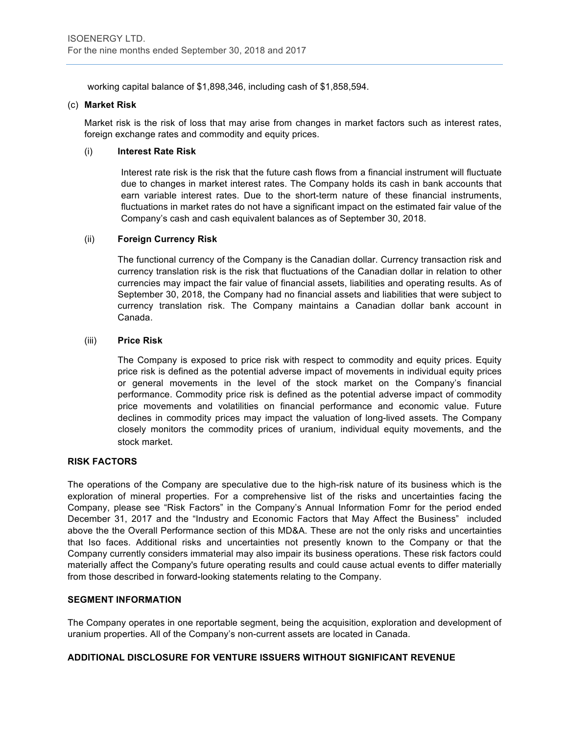working capital balance of $1,898,346, including cash of $1,858,594.

(c) **Market Risk**

Market risk is the risk of loss that may arise from changes in market factors such as interest rates, foreign exchange rates and commodity and equity prices.

(i) **Interest Rate Risk**

Interest rate risk is the risk that the future cash flows from a financial instrument will fluctuate due to changes in market interest rates. The Company holds its cash in bank accounts that earn variable interest rates. Due to the short-term nature of these financial instruments, fluctuations in market rates do not have a significant impact on the estimated fair value of the Company's cash and cash equivalent balances as of September 30, 2018.

(ii) **Foreign Currency Risk**

The functional currency of the Company is the Canadian dollar. Currency transaction risk and currency translation risk is the risk that fluctuations of the Canadian dollar in relation to other currencies may impact the fair value of financial assets, liabilities and operating results. As of September 30, 2018, the Company had no financial assets and liabilities that were subject to currency translation risk. The Company maintains a Canadian dollar bank account in Canada.

(iii) **Price Risk**

The Company is exposed to price risk with respect to commodity and equity prices. Equity price risk is defined as the potential adverse impact of movements in individual equity prices or general movements in the level of the stock market on the Company's financial performance. Commodity price risk is defined as the potential adverse impact of commodity price movements and volatilities on financial performance and economic value. Future declines in commodity prices may impact the valuation of long-lived assets. The Company closely monitors the commodity prices of uranium, individual equity movements, and the stock market.

## RISK FACTORS

The operations of the Company are speculative due to the high-risk nature of its business which is the exploration of mineral properties. For a comprehensive list of the risks and uncertainties facing the Company, please see "Risk Factors" in the Company's Annual Information Fomr for the period ended December 31, 2017 and the "Industry and Economic Factors that May Affect the Business" included above the the Overall Performance section of this MD&A. These are not the only risks and uncertainties that Iso faces. Additional risks and uncertainties not presently known to the Company or that the Company currently considers immaterial may also impair its business operations. These risk factors could materially affect the Company's future operating results and could cause actual events to differ materially from those described in forward-looking statements relating to the Company.

## SEGMENT INFORMATION

The Company operates in one reportable segment, being the acquisition, exploration and development of uranium properties. All of the Company's non-current assets are located in Canada.

## ADDITIONAL DISCLOSURE FOR VENTURE ISSUERS WITHOUT SIGNIFICANT REVENUE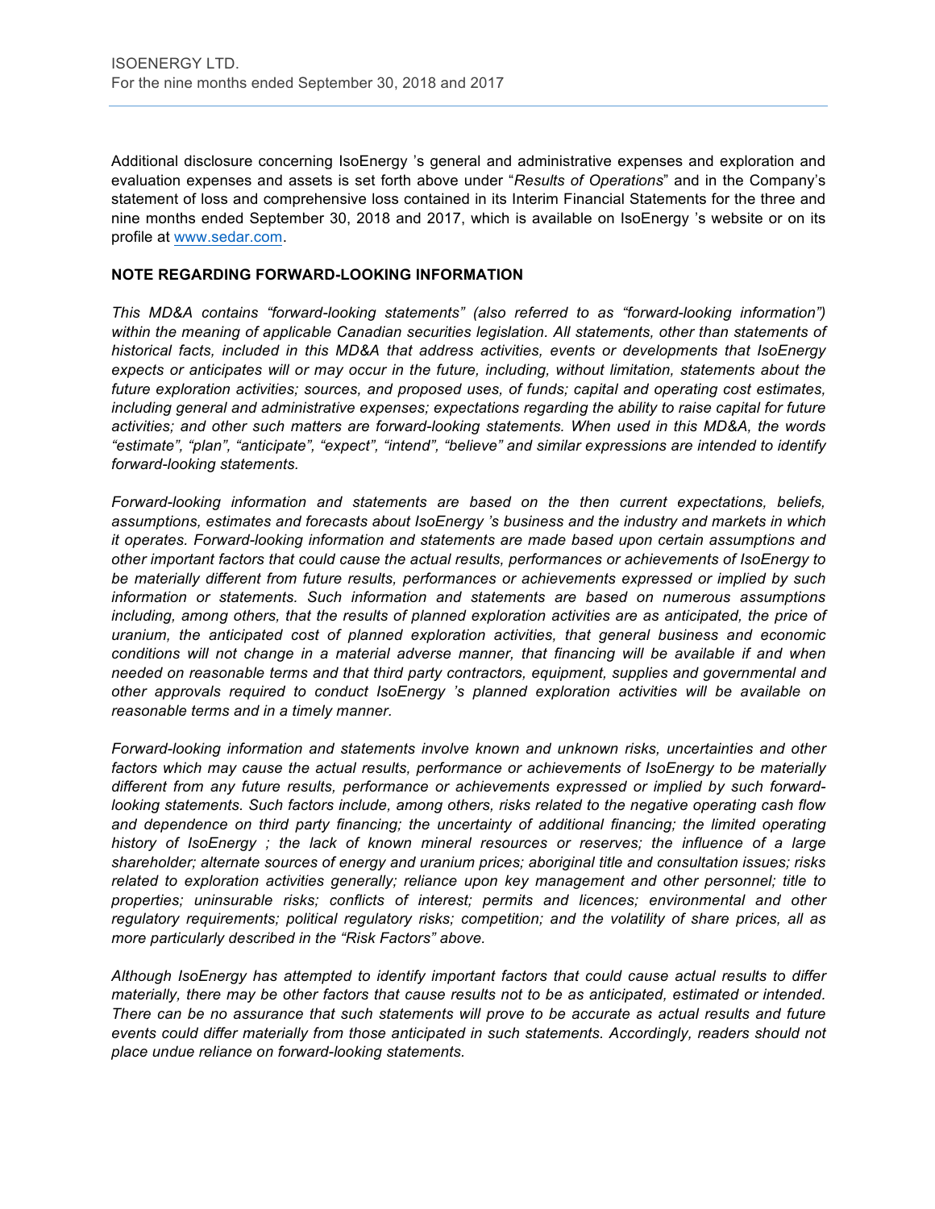Additional disclosure concerning IsoEnergy 's general and administrative expenses and exploration and evaluation expenses and assets is set forth above under "*Results of Operations*" and in the Company's statement of loss and comprehensive loss contained in its Interim Financial Statements for the three and nine months ended September 30, 2018 and 2017, which is available on IsoEnergy 's website or on its profile at www.sedar.com.

**NOTE REGARDING FORWARD-LOOKING INFORMATION**

*This MD&A contains "forward-looking statements" (also referred to as "forward-looking information") within the meaning of applicable Canadian securities legislation. All statements, other than statements of historical facts, included in this MD&A that address activities, events or developments that IsoEnergy expects or anticipates will or may occur in the future, including, without limitation, statements about the future exploration activities; sources, and proposed uses, of funds; capital and operating cost estimates, including general and administrative expenses; expectations regarding the ability to raise capital for future activities; and other such matters are forward-looking statements. When used in this MD&A, the words "estimate", "plan", "anticipate", "expect", "intend", "believe" and similar expressions are intended to identify forward-looking statements.*

*Forward-looking information and statements are based on the then current expectations, beliefs, assumptions, estimates and forecasts about IsoEnergy 's business and the industry and markets in which it operates. Forward-looking information and statements are made based upon certain assumptions and other important factors that could cause the actual results, performances or achievements of IsoEnergy to be materially different from future results, performances or achievements expressed or implied by such information or statements. Such information and statements are based on numerous assumptions including, among others, that the results of planned exploration activities are as anticipated, the price of uranium, the anticipated cost of planned exploration activities, that general business and economic conditions will not change in a material adverse manner, that financing will be available if and when needed on reasonable terms and that third party contractors, equipment, supplies and governmental and other approvals required to conduct IsoEnergy 's planned exploration activities will be available on reasonable terms and in a timely manner.*

*Forward-looking information and statements involve known and unknown risks, uncertainties and other factors which may cause the actual results, performance or achievements of IsoEnergy to be materially different from any future results, performance or achievements expressed or implied by such forward-looking statements. Such factors include, among others, risks related to the negative operating cash flow and dependence on third party financing; the uncertainty of additional financing; the limited operating history of IsoEnergy ; the lack of known mineral resources or reserves; the influence of a large shareholder; alternate sources of energy and uranium prices; aboriginal title and consultation issues; risks related to exploration activities generally; reliance upon key management and other personnel; title to properties; uninsurable risks; conflicts of interest; permits and licences; environmental and other regulatory requirements; political regulatory risks; competition; and the volatility of share prices, all as more particularly described in the "Risk Factors" above.*

*Although IsoEnergy has attempted to identify important factors that could cause actual results to differ materially, there may be other factors that cause results not to be as anticipated, estimated or intended. There can be no assurance that such statements will prove to be accurate as actual results and future events could differ materially from those anticipated in such statements. Accordingly, readers should not place undue reliance on forward-looking statements.*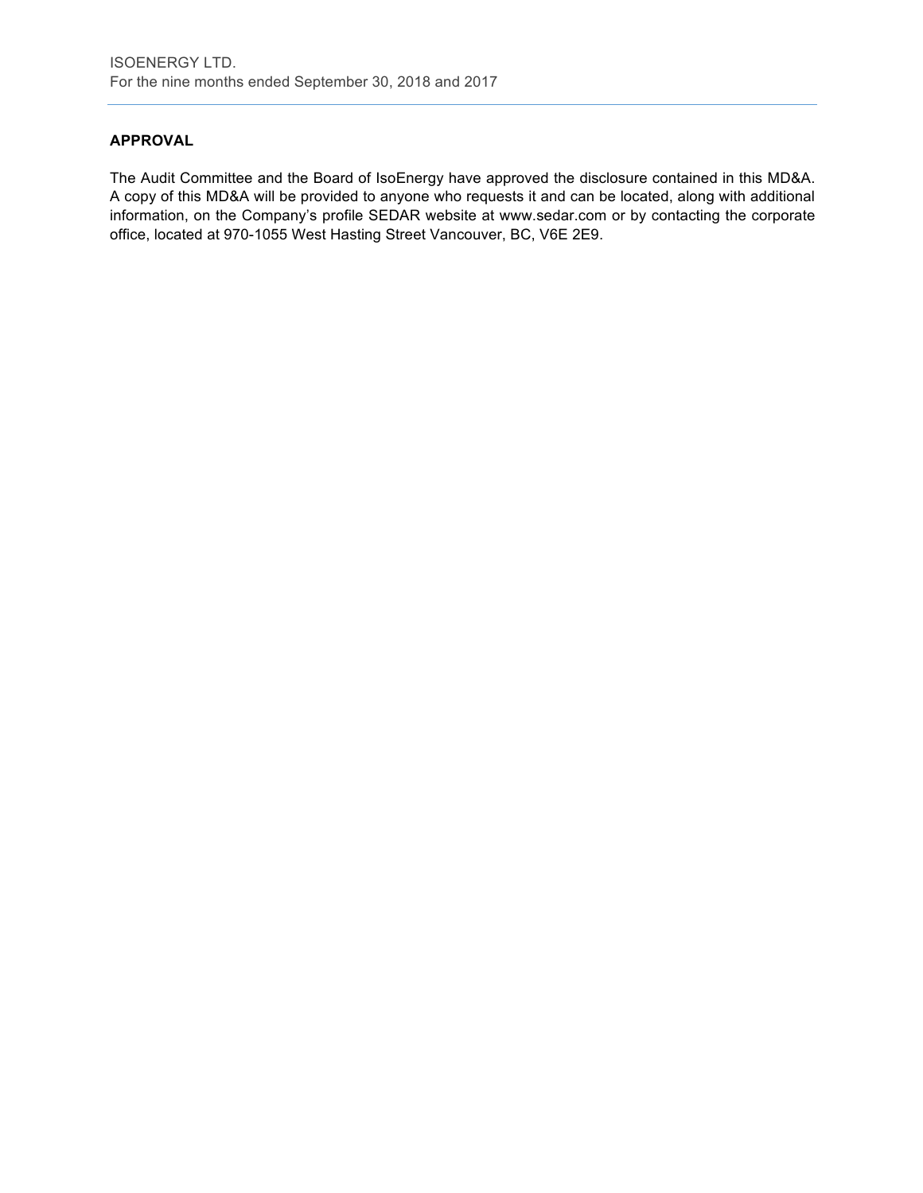## APPROVAL

The Audit Committee and the Board of IsoEnergy have approved the disclosure contained in this MD&A. A copy of this MD&A will be provided to anyone who requests it and can be located, along with additional information, on the Company's profile SEDAR website at www.sedar.com or by contacting the corporate office, located at 970-1055 West Hasting Street Vancouver, BC, V6E 2E9.